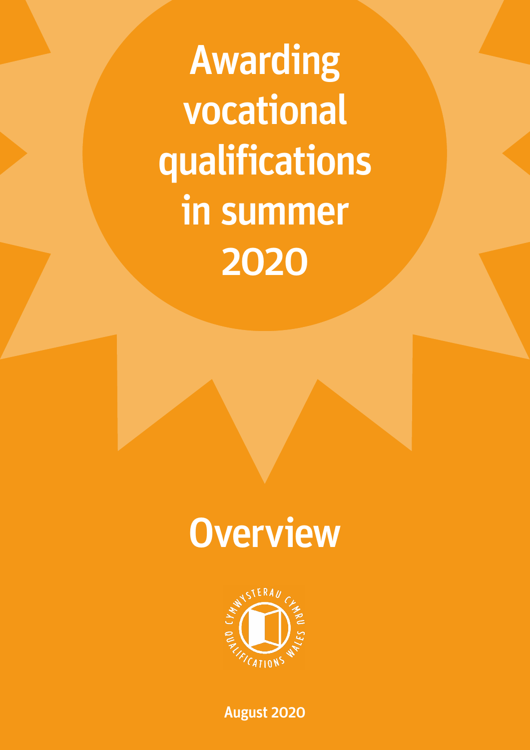# Awarding vocational qualifications in summer 2020

## Overview

CYMWYSTERAU CYMRU
QUALIFICATIONS WALES

August 2020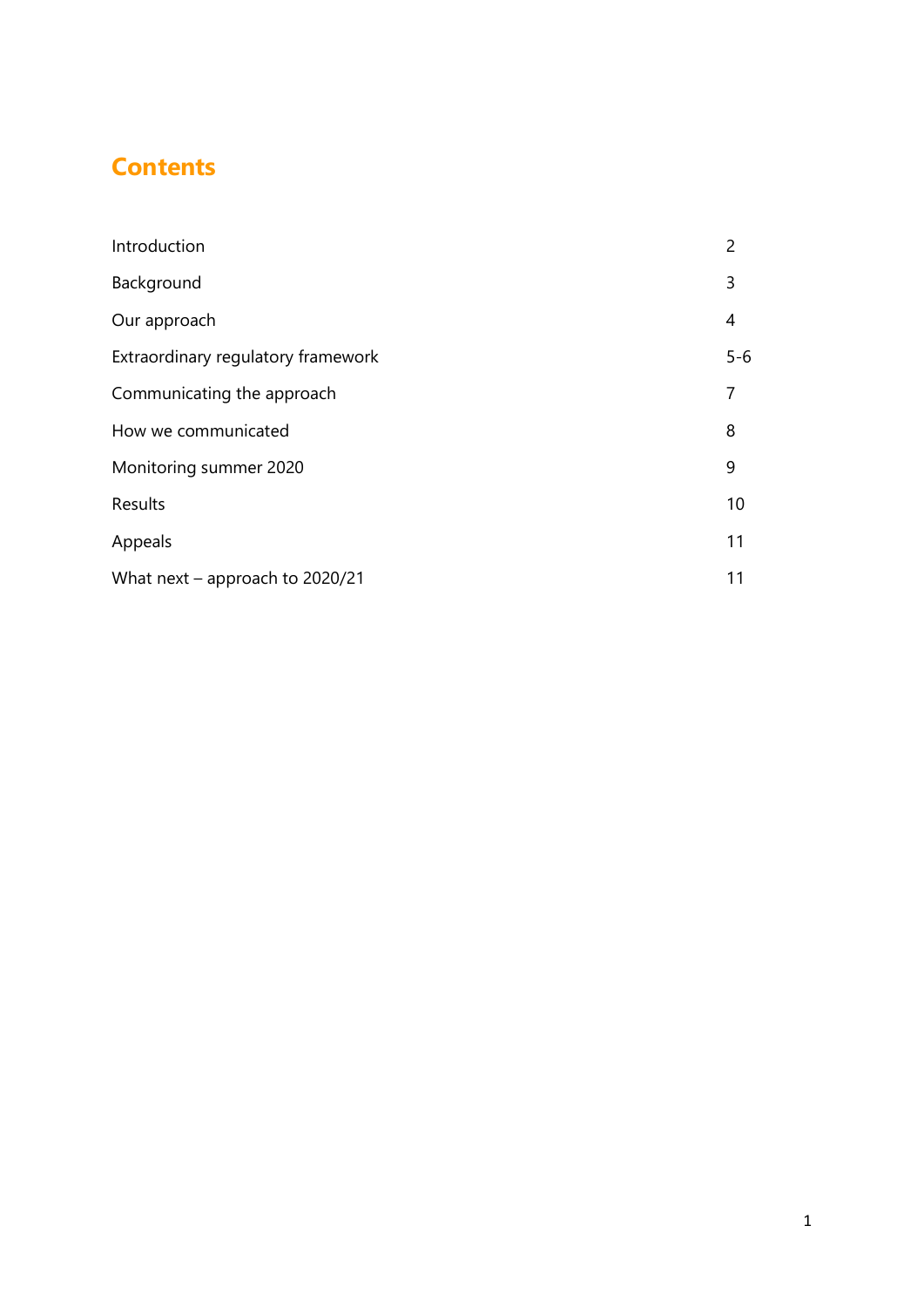# Contents

| | |
|---|---|
| Introduction | 2 |
| Background | 3 |
| Our approach | 4 |
| Extraordinary regulatory framework | 5-6 |
| Communicating the approach | 7 |
| How we communicated | 8 |
| Monitoring summer 2020 | 9 |
| Results | 10 |
| Appeals | 11 |
| What next – approach to 2020/21 | 11 |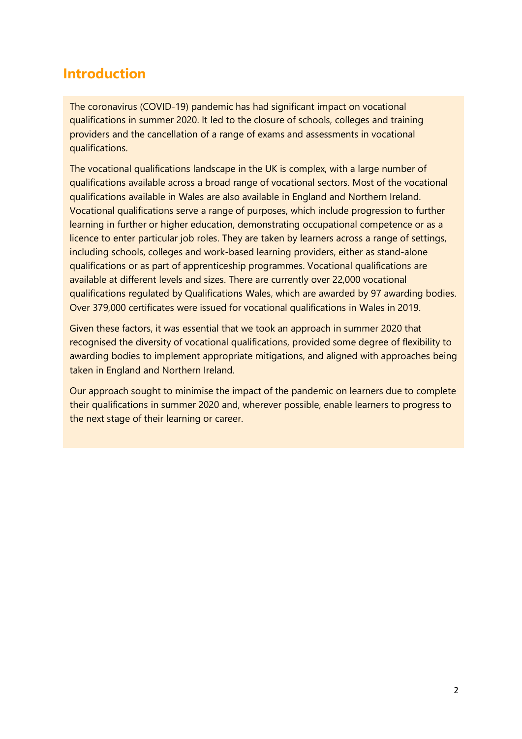## Introduction

The coronavirus (COVID-19) pandemic has had significant impact on vocational qualifications in summer 2020. It led to the closure of schools, colleges and training providers and the cancellation of a range of exams and assessments in vocational qualifications.

The vocational qualifications landscape in the UK is complex, with a large number of qualifications available across a broad range of vocational sectors. Most of the vocational qualifications available in Wales are also available in England and Northern Ireland. Vocational qualifications serve a range of purposes, which include progression to further learning in further or higher education, demonstrating occupational competence or as a licence to enter particular job roles. They are taken by learners across a range of settings, including schools, colleges and work-based learning providers, either as stand-alone qualifications or as part of apprenticeship programmes. Vocational qualifications are available at different levels and sizes. There are currently over 22,000 vocational qualifications regulated by Qualifications Wales, which are awarded by 97 awarding bodies. Over 379,000 certificates were issued for vocational qualifications in Wales in 2019.

Given these factors, it was essential that we took an approach in summer 2020 that recognised the diversity of vocational qualifications, provided some degree of flexibility to awarding bodies to implement appropriate mitigations, and aligned with approaches being taken in England and Northern Ireland.

Our approach sought to minimise the impact of the pandemic on learners due to complete their qualifications in summer 2020 and, wherever possible, enable learners to progress to the next stage of their learning or career.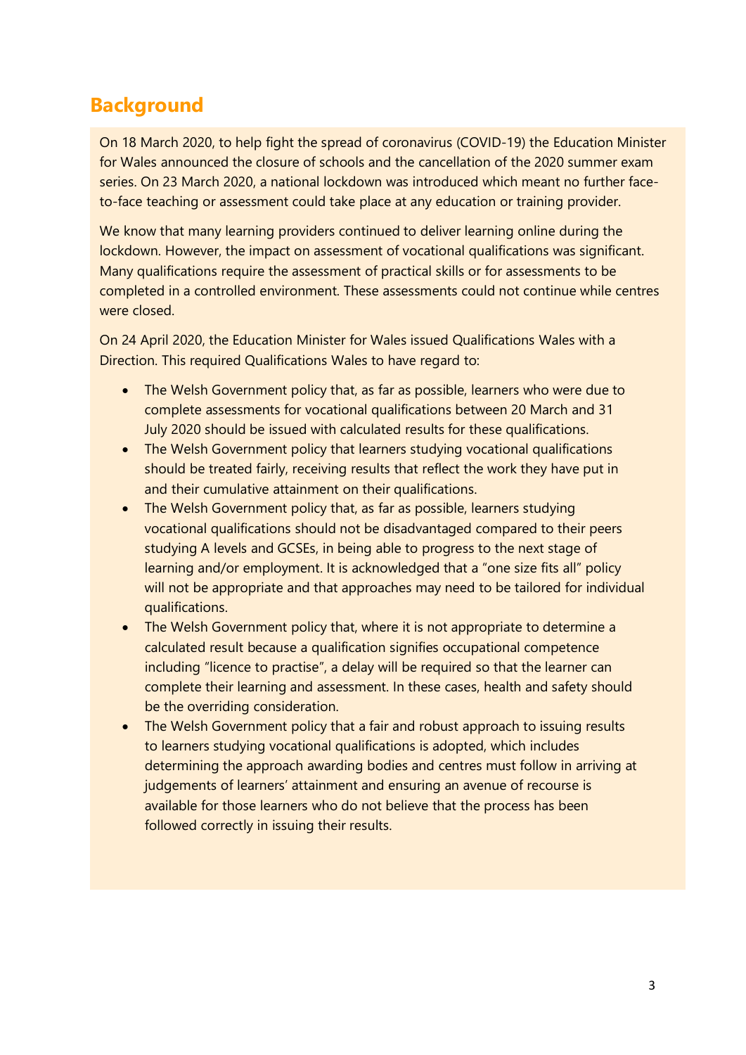## Background

On 18 March 2020, to help fight the spread of coronavirus (COVID-19) the Education Minister for Wales announced the closure of schools and the cancellation of the 2020 summer exam series. On 23 March 2020, a national lockdown was introduced which meant no further face-to-face teaching or assessment could take place at any education or training provider.

We know that many learning providers continued to deliver learning online during the lockdown. However, the impact on assessment of vocational qualifications was significant. Many qualifications require the assessment of practical skills or for assessments to be completed in a controlled environment. These assessments could not continue while centres were closed.

On 24 April 2020, the Education Minister for Wales issued Qualifications Wales with a Direction. This required Qualifications Wales to have regard to:

- The Welsh Government policy that, as far as possible, learners who were due to complete assessments for vocational qualifications between 20 March and 31 July 2020 should be issued with calculated results for these qualifications.
- The Welsh Government policy that learners studying vocational qualifications should be treated fairly, receiving results that reflect the work they have put in and their cumulative attainment on their qualifications.
- The Welsh Government policy that, as far as possible, learners studying vocational qualifications should not be disadvantaged compared to their peers studying A levels and GCSEs, in being able to progress to the next stage of learning and/or employment. It is acknowledged that a "one size fits all" policy will not be appropriate and that approaches may need to be tailored for individual qualifications.
- The Welsh Government policy that, where it is not appropriate to determine a calculated result because a qualification signifies occupational competence including "licence to practise", a delay will be required so that the learner can complete their learning and assessment. In these cases, health and safety should be the overriding consideration.
- The Welsh Government policy that a fair and robust approach to issuing results to learners studying vocational qualifications is adopted, which includes determining the approach awarding bodies and centres must follow in arriving at judgements of learners' attainment and ensuring an avenue of recourse is available for those learners who do not believe that the process has been followed correctly in issuing their results.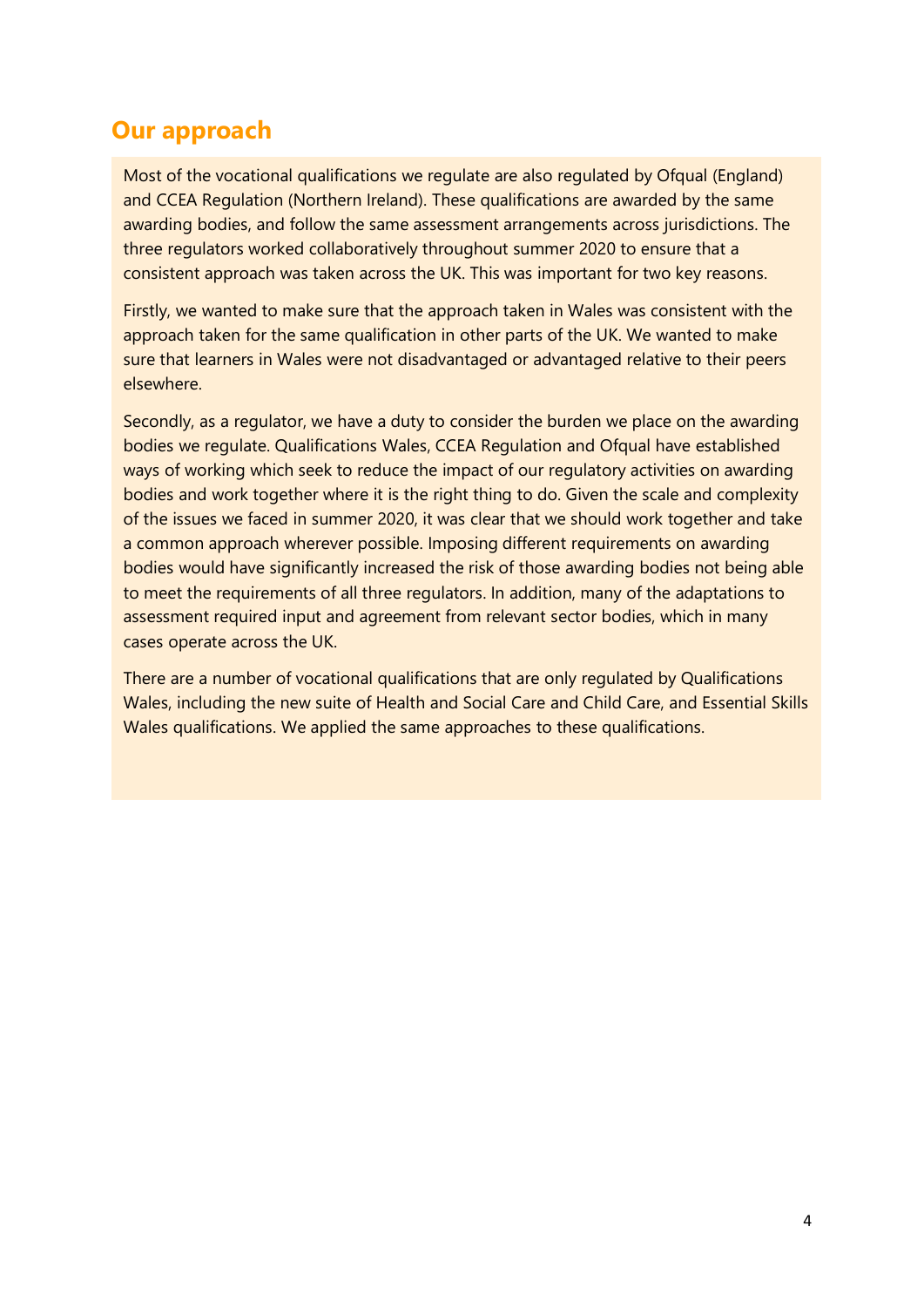## Our approach

Most of the vocational qualifications we regulate are also regulated by Ofqual (England) and CCEA Regulation (Northern Ireland). These qualifications are awarded by the same awarding bodies, and follow the same assessment arrangements across jurisdictions. The three regulators worked collaboratively throughout summer 2020 to ensure that a consistent approach was taken across the UK. This was important for two key reasons.

Firstly, we wanted to make sure that the approach taken in Wales was consistent with the approach taken for the same qualification in other parts of the UK. We wanted to make sure that learners in Wales were not disadvantaged or advantaged relative to their peers elsewhere.

Secondly, as a regulator, we have a duty to consider the burden we place on the awarding bodies we regulate. Qualifications Wales, CCEA Regulation and Ofqual have established ways of working which seek to reduce the impact of our regulatory activities on awarding bodies and work together where it is the right thing to do. Given the scale and complexity of the issues we faced in summer 2020, it was clear that we should work together and take a common approach wherever possible. Imposing different requirements on awarding bodies would have significantly increased the risk of those awarding bodies not being able to meet the requirements of all three regulators. In addition, many of the adaptations to assessment required input and agreement from relevant sector bodies, which in many cases operate across the UK.

There are a number of vocational qualifications that are only regulated by Qualifications Wales, including the new suite of Health and Social Care and Child Care, and Essential Skills Wales qualifications. We applied the same approaches to these qualifications.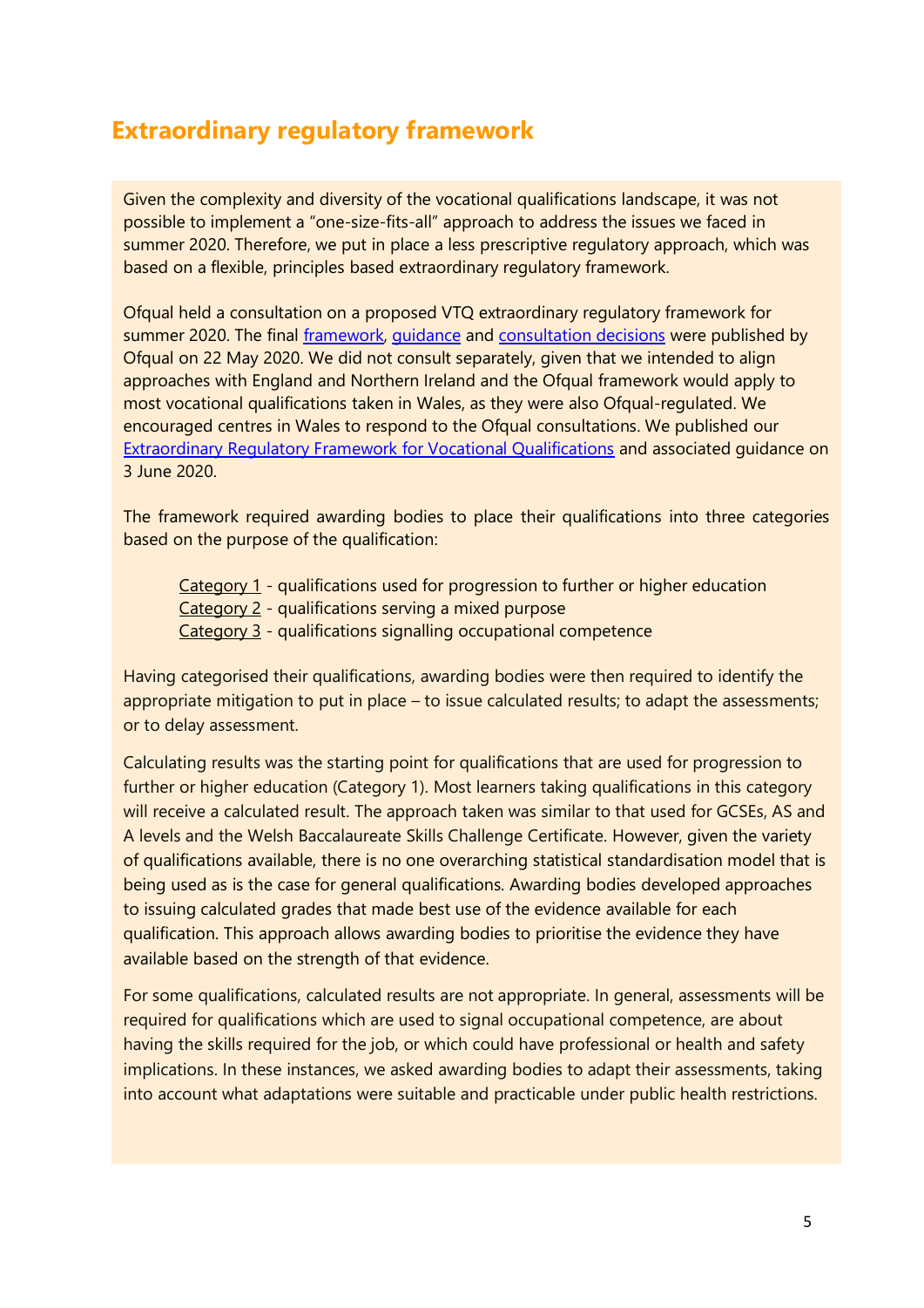## Extraordinary regulatory framework

Given the complexity and diversity of the vocational qualifications landscape, it was not possible to implement a "one-size-fits-all" approach to address the issues we faced in summer 2020. Therefore, we put in place a less prescriptive regulatory approach, which was based on a flexible, principles based extraordinary regulatory framework.

Ofqual held a consultation on a proposed VTQ extraordinary regulatory framework for summer 2020. The final framework, guidance and consultation decisions were published by Ofqual on 22 May 2020. We did not consult separately, given that we intended to align approaches with England and Northern Ireland and the Ofqual framework would apply to most vocational qualifications taken in Wales, as they were also Ofqual-regulated. We encouraged centres in Wales to respond to the Ofqual consultations. We published our Extraordinary Regulatory Framework for Vocational Qualifications and associated guidance on 3 June 2020.

The framework required awarding bodies to place their qualifications into three categories based on the purpose of the qualification:

- Category 1 - qualifications used for progression to further or higher education
- Category 2 - qualifications serving a mixed purpose
- Category 3 - qualifications signalling occupational competence

Having categorised their qualifications, awarding bodies were then required to identify the appropriate mitigation to put in place – to issue calculated results; to adapt the assessments; or to delay assessment.

Calculating results was the starting point for qualifications that are used for progression to further or higher education (Category 1). Most learners taking qualifications in this category will receive a calculated result. The approach taken was similar to that used for GCSEs, AS and A levels and the Welsh Baccalaureate Skills Challenge Certificate. However, given the variety of qualifications available, there is no one overarching statistical standardisation model that is being used as is the case for general qualifications. Awarding bodies developed approaches to issuing calculated grades that made best use of the evidence available for each qualification. This approach allows awarding bodies to prioritise the evidence they have available based on the strength of that evidence.

For some qualifications, calculated results are not appropriate. In general, assessments will be required for qualifications which are used to signal occupational competence, are about having the skills required for the job, or which could have professional or health and safety implications. In these instances, we asked awarding bodies to adapt their assessments, taking into account what adaptations were suitable and practicable under public health restrictions.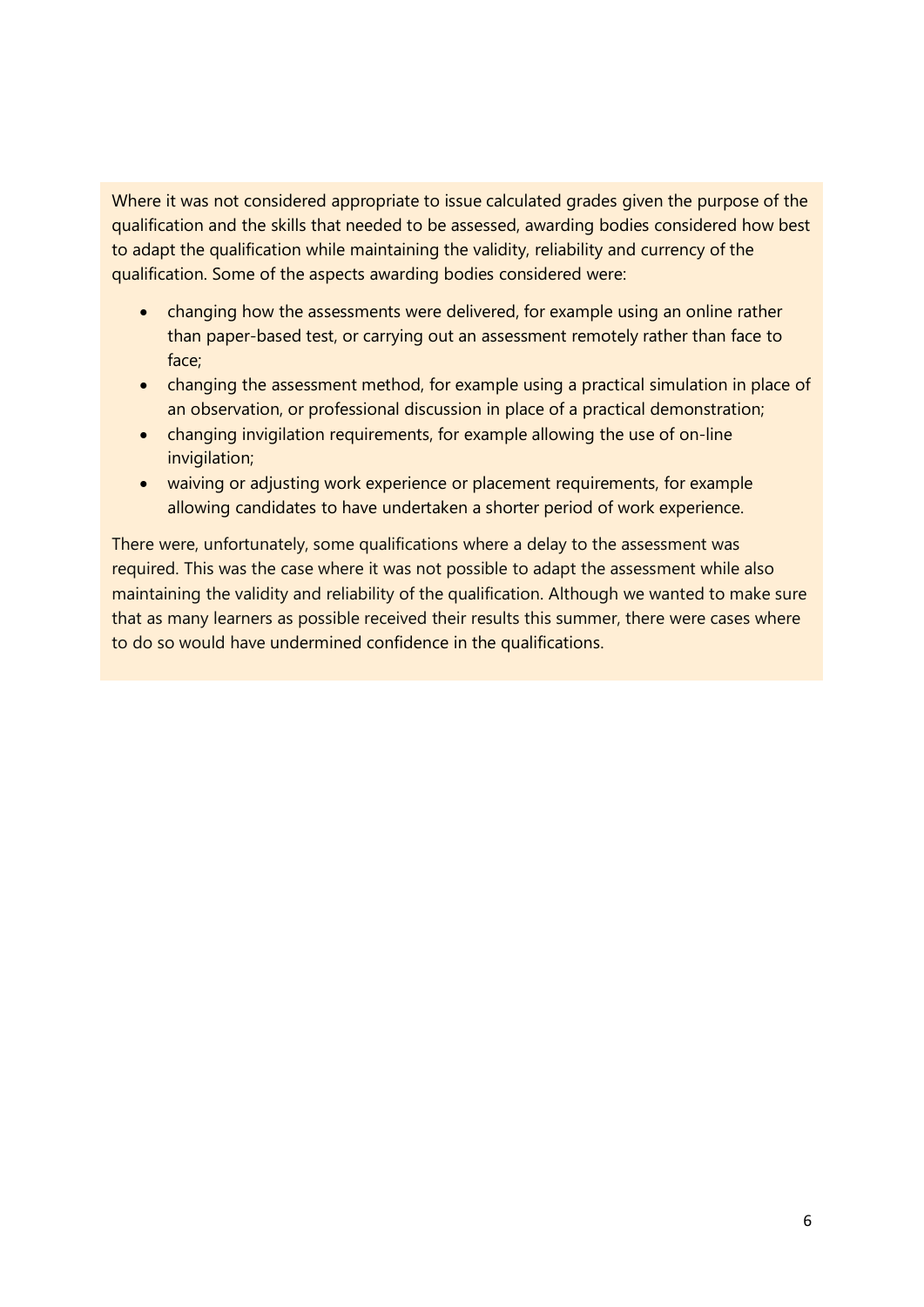Where it was not considered appropriate to issue calculated grades given the purpose of the qualification and the skills that needed to be assessed, awarding bodies considered how best to adapt the qualification while maintaining the validity, reliability and currency of the qualification. Some of the aspects awarding bodies considered were:

- changing how the assessments were delivered, for example using an online rather than paper-based test, or carrying out an assessment remotely rather than face to face;
- changing the assessment method, for example using a practical simulation in place of an observation, or professional discussion in place of a practical demonstration;
- changing invigilation requirements, for example allowing the use of on-line invigilation;
- waiving or adjusting work experience or placement requirements, for example allowing candidates to have undertaken a shorter period of work experience.

There were, unfortunately, some qualifications where a delay to the assessment was required. This was the case where it was not possible to adapt the assessment while also maintaining the validity and reliability of the qualification. Although we wanted to make sure that as many learners as possible received their results this summer, there were cases where to do so would have undermined confidence in the qualifications.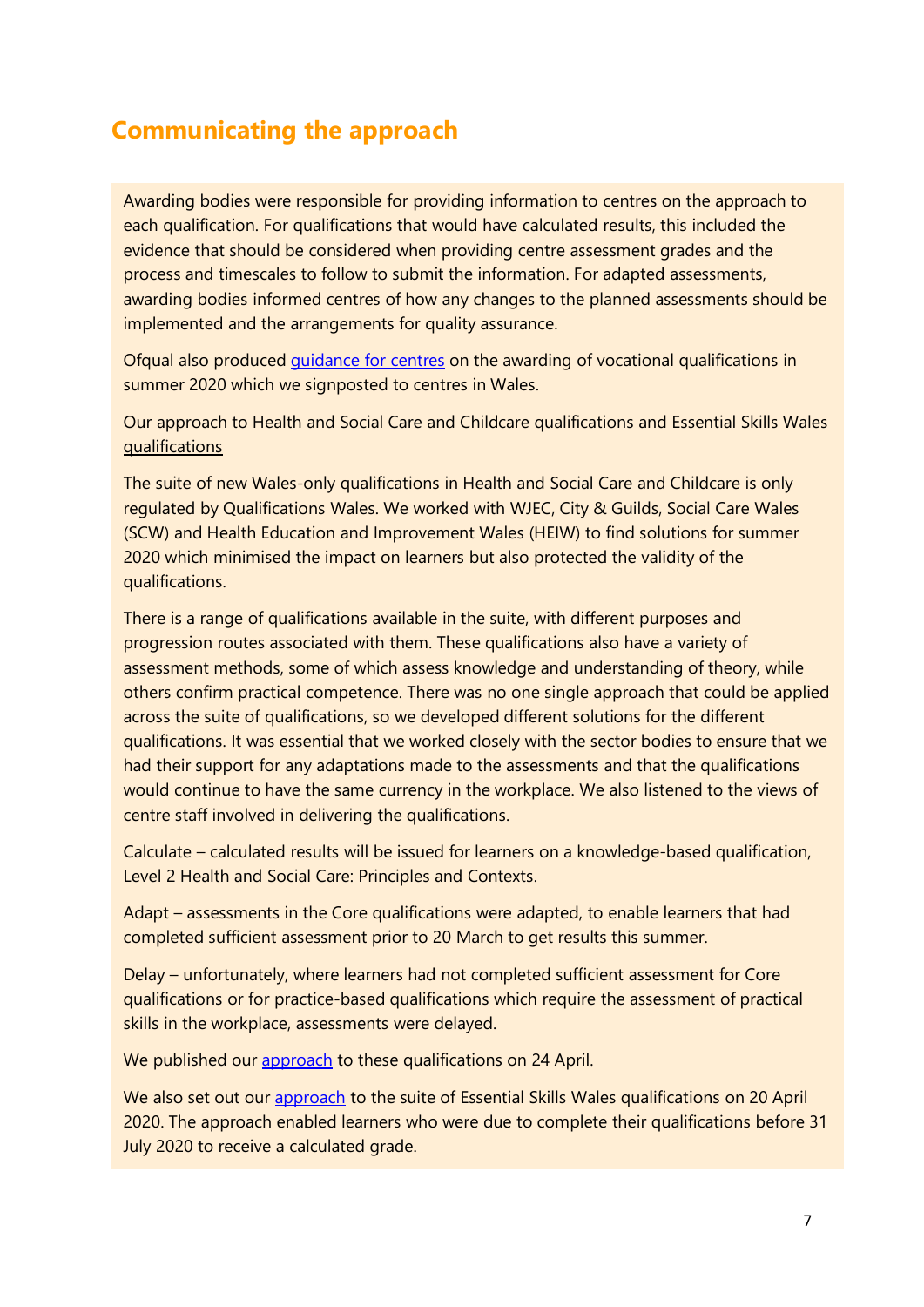## Communicating the approach

Awarding bodies were responsible for providing information to centres on the approach to each qualification. For qualifications that would have calculated results, this included the evidence that should be considered when providing centre assessment grades and the process and timescales to follow to submit the information. For adapted assessments, awarding bodies informed centres of how any changes to the planned assessments should be implemented and the arrangements for quality assurance.

Ofqual also produced guidance for centres on the awarding of vocational qualifications in summer 2020 which we signposted to centres in Wales.

Our approach to Health and Social Care and Childcare qualifications and Essential Skills Wales qualifications

The suite of new Wales-only qualifications in Health and Social Care and Childcare is only regulated by Qualifications Wales. We worked with WJEC, City & Guilds, Social Care Wales (SCW) and Health Education and Improvement Wales (HEIW) to find solutions for summer 2020 which minimised the impact on learners but also protected the validity of the qualifications.

There is a range of qualifications available in the suite, with different purposes and progression routes associated with them. These qualifications also have a variety of assessment methods, some of which assess knowledge and understanding of theory, while others confirm practical competence. There was no one single approach that could be applied across the suite of qualifications, so we developed different solutions for the different qualifications. It was essential that we worked closely with the sector bodies to ensure that we had their support for any adaptations made to the assessments and that the qualifications would continue to have the same currency in the workplace. We also listened to the views of centre staff involved in delivering the qualifications.

Calculate – calculated results will be issued for learners on a knowledge-based qualification, Level 2 Health and Social Care: Principles and Contexts.

Adapt – assessments in the Core qualifications were adapted, to enable learners that had completed sufficient assessment prior to 20 March to get results this summer.

Delay – unfortunately, where learners had not completed sufficient assessment for Core qualifications or for practice-based qualifications which require the assessment of practical skills in the workplace, assessments were delayed.

We published our approach to these qualifications on 24 April.

We also set out our approach to the suite of Essential Skills Wales qualifications on 20 April 2020. The approach enabled learners who were due to complete their qualifications before 31 July 2020 to receive a calculated grade.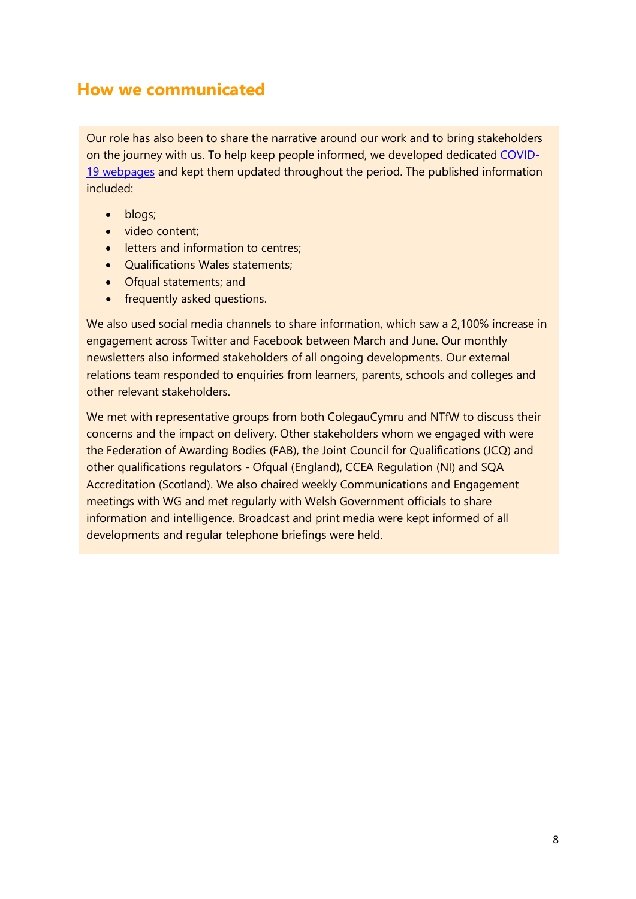## How we communicated

Our role has also been to share the narrative around our work and to bring stakeholders on the journey with us. To help keep people informed, we developed dedicated COVID-19 webpages and kept them updated throughout the period. The published information included:

- blogs;
- video content;
- letters and information to centres;
- Qualifications Wales statements;
- Ofqual statements; and
- frequently asked questions.

We also used social media channels to share information, which saw a 2,100% increase in engagement across Twitter and Facebook between March and June. Our monthly newsletters also informed stakeholders of all ongoing developments. Our external relations team responded to enquiries from learners, parents, schools and colleges and other relevant stakeholders.

We met with representative groups from both ColegauCymru and NTfW to discuss their concerns and the impact on delivery. Other stakeholders whom we engaged with were the Federation of Awarding Bodies (FAB), the Joint Council for Qualifications (JCQ) and other qualifications regulators - Ofqual (England), CCEA Regulation (NI) and SQA Accreditation (Scotland). We also chaired weekly Communications and Engagement meetings with WG and met regularly with Welsh Government officials to share information and intelligence. Broadcast and print media were kept informed of all developments and regular telephone briefings were held.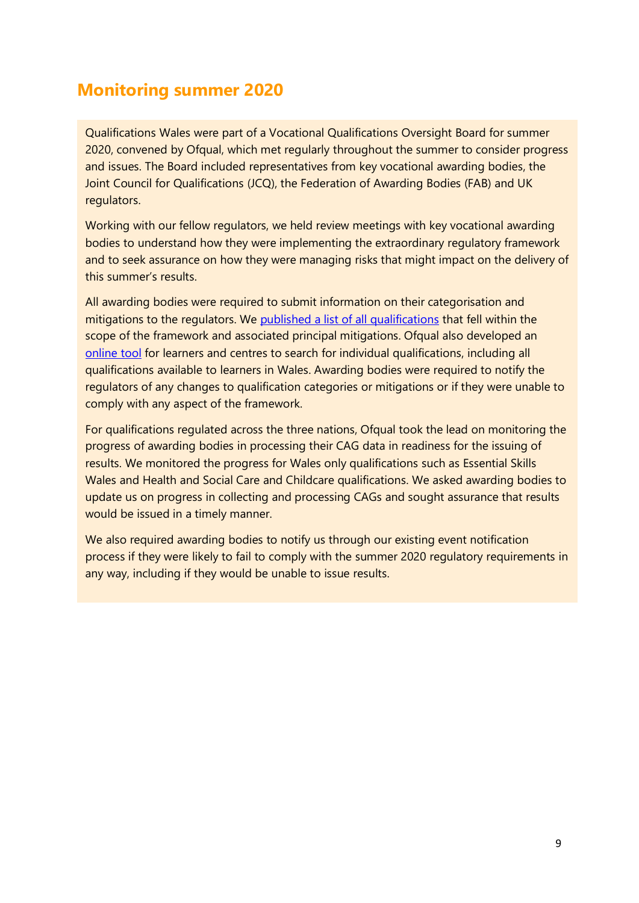## Monitoring summer 2020

Qualifications Wales were part of a Vocational Qualifications Oversight Board for summer 2020, convened by Ofqual, which met regularly throughout the summer to consider progress and issues. The Board included representatives from key vocational awarding bodies, the Joint Council for Qualifications (JCQ), the Federation of Awarding Bodies (FAB) and UK regulators.

Working with our fellow regulators, we held review meetings with key vocational awarding bodies to understand how they were implementing the extraordinary regulatory framework and to seek assurance on how they were managing risks that might impact on the delivery of this summer's results.

All awarding bodies were required to submit information on their categorisation and mitigations to the regulators. We published a list of all qualifications that fell within the scope of the framework and associated principal mitigations. Ofqual also developed an online tool for learners and centres to search for individual qualifications, including all qualifications available to learners in Wales. Awarding bodies were required to notify the regulators of any changes to qualification categories or mitigations or if they were unable to comply with any aspect of the framework.

For qualifications regulated across the three nations, Ofqual took the lead on monitoring the progress of awarding bodies in processing their CAG data in readiness for the issuing of results. We monitored the progress for Wales only qualifications such as Essential Skills Wales and Health and Social Care and Childcare qualifications. We asked awarding bodies to update us on progress in collecting and processing CAGs and sought assurance that results would be issued in a timely manner.

We also required awarding bodies to notify us through our existing event notification process if they were likely to fail to comply with the summer 2020 regulatory requirements in any way, including if they would be unable to issue results.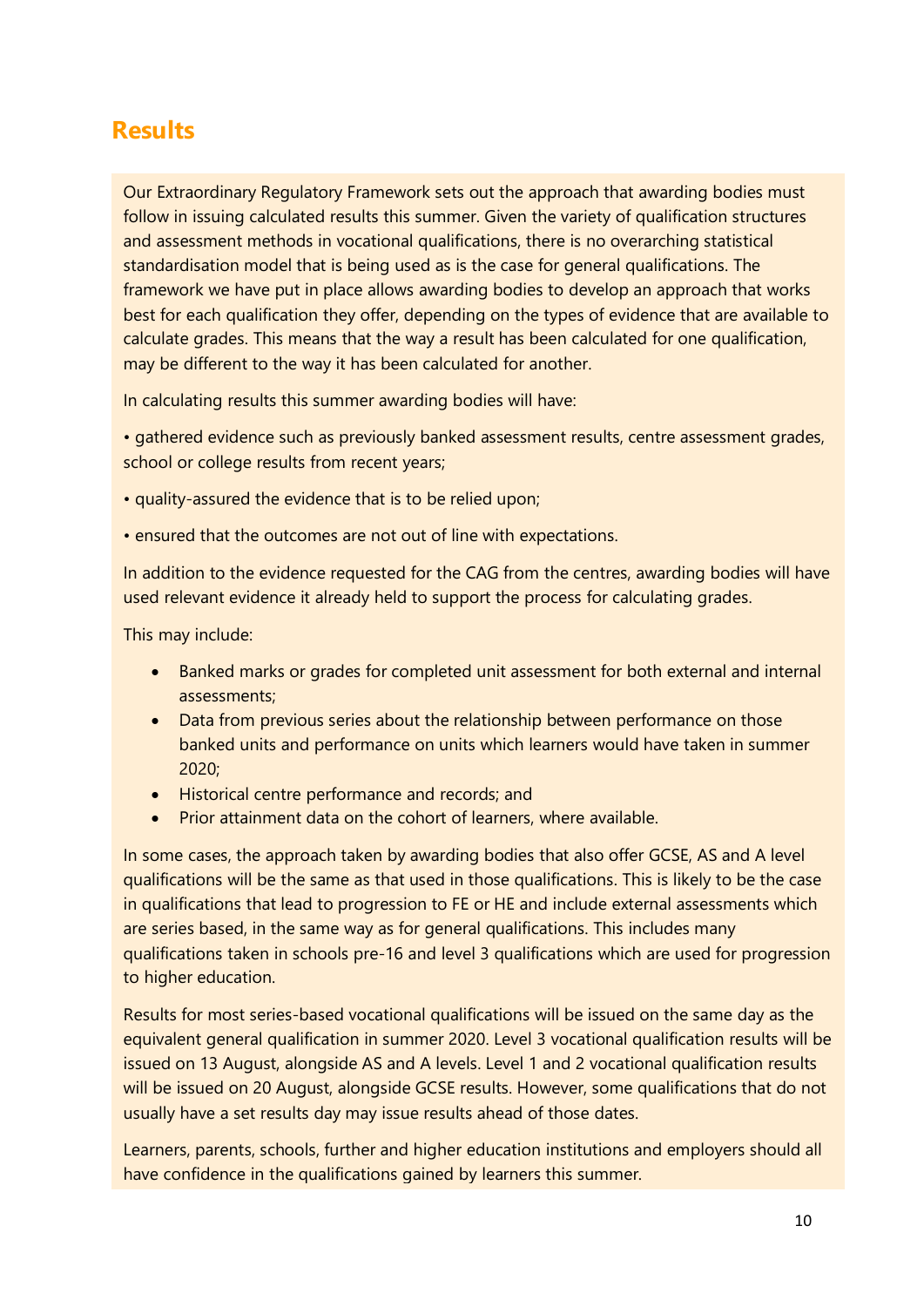## Results

Our Extraordinary Regulatory Framework sets out the approach that awarding bodies must follow in issuing calculated results this summer. Given the variety of qualification structures and assessment methods in vocational qualifications, there is no overarching statistical standardisation model that is being used as is the case for general qualifications. The framework we have put in place allows awarding bodies to develop an approach that works best for each qualification they offer, depending on the types of evidence that are available to calculate grades. This means that the way a result has been calculated for one qualification, may be different to the way it has been calculated for another.

In calculating results this summer awarding bodies will have:

• gathered evidence such as previously banked assessment results, centre assessment grades, school or college results from recent years;

• quality-assured the evidence that is to be relied upon;

• ensured that the outcomes are not out of line with expectations.

In addition to the evidence requested for the CAG from the centres, awarding bodies will have used relevant evidence it already held to support the process for calculating grades.

This may include:

- Banked marks or grades for completed unit assessment for both external and internal assessments;
- Data from previous series about the relationship between performance on those banked units and performance on units which learners would have taken in summer 2020;
- Historical centre performance and records; and
- Prior attainment data on the cohort of learners, where available.

In some cases, the approach taken by awarding bodies that also offer GCSE, AS and A level qualifications will be the same as that used in those qualifications. This is likely to be the case in qualifications that lead to progression to FE or HE and include external assessments which are series based, in the same way as for general qualifications. This includes many qualifications taken in schools pre-16 and level 3 qualifications which are used for progression to higher education.

Results for most series-based vocational qualifications will be issued on the same day as the equivalent general qualification in summer 2020. Level 3 vocational qualification results will be issued on 13 August, alongside AS and A levels. Level 1 and 2 vocational qualification results will be issued on 20 August, alongside GCSE results. However, some qualifications that do not usually have a set results day may issue results ahead of those dates.

Learners, parents, schools, further and higher education institutions and employers should all have confidence in the qualifications gained by learners this summer.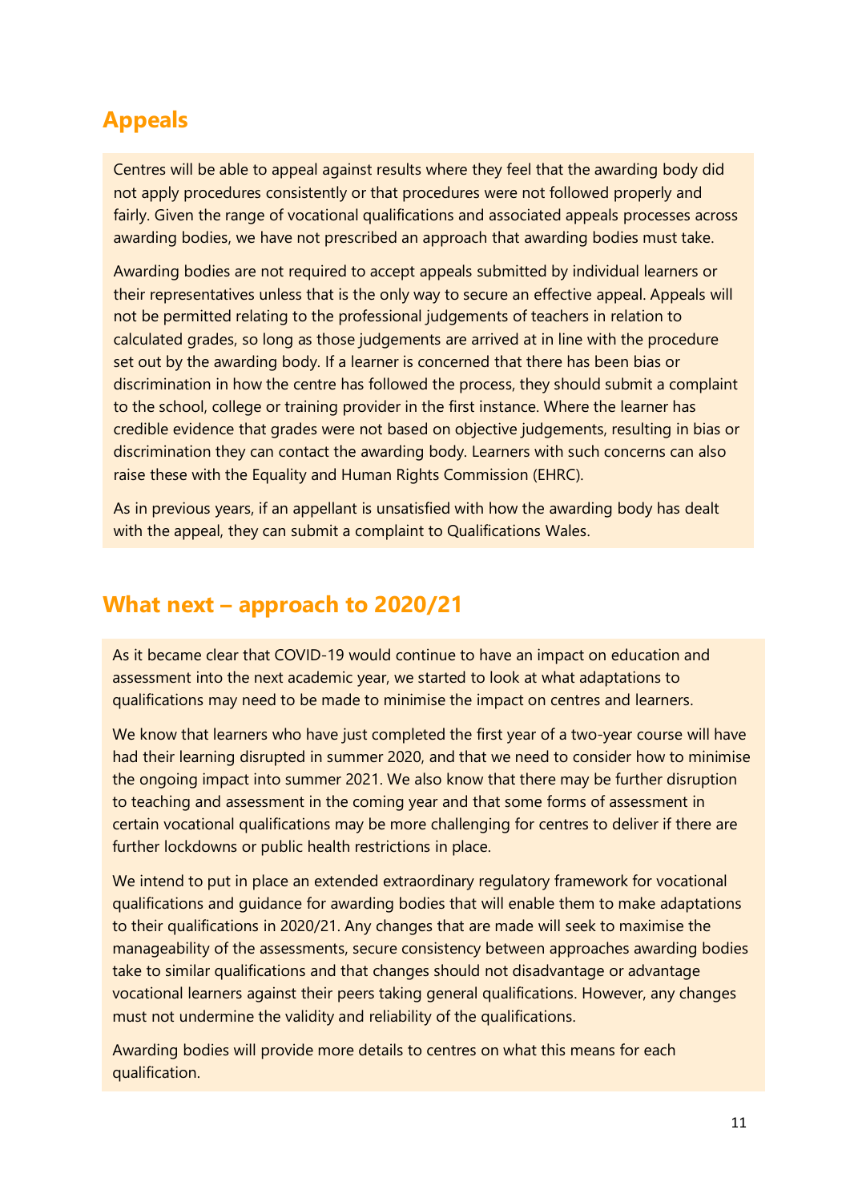## Appeals

Centres will be able to appeal against results where they feel that the awarding body did not apply procedures consistently or that procedures were not followed properly and fairly. Given the range of vocational qualifications and associated appeals processes across awarding bodies, we have not prescribed an approach that awarding bodies must take.

Awarding bodies are not required to accept appeals submitted by individual learners or their representatives unless that is the only way to secure an effective appeal. Appeals will not be permitted relating to the professional judgements of teachers in relation to calculated grades, so long as those judgements are arrived at in line with the procedure set out by the awarding body. If a learner is concerned that there has been bias or discrimination in how the centre has followed the process, they should submit a complaint to the school, college or training provider in the first instance. Where the learner has credible evidence that grades were not based on objective judgements, resulting in bias or discrimination they can contact the awarding body. Learners with such concerns can also raise these with the Equality and Human Rights Commission (EHRC).

As in previous years, if an appellant is unsatisfied with how the awarding body has dealt with the appeal, they can submit a complaint to Qualifications Wales.

## What next – approach to 2020/21

As it became clear that COVID-19 would continue to have an impact on education and assessment into the next academic year, we started to look at what adaptations to qualifications may need to be made to minimise the impact on centres and learners.

We know that learners who have just completed the first year of a two-year course will have had their learning disrupted in summer 2020, and that we need to consider how to minimise the ongoing impact into summer 2021. We also know that there may be further disruption to teaching and assessment in the coming year and that some forms of assessment in certain vocational qualifications may be more challenging for centres to deliver if there are further lockdowns or public health restrictions in place.

We intend to put in place an extended extraordinary regulatory framework for vocational qualifications and guidance for awarding bodies that will enable them to make adaptations to their qualifications in 2020/21. Any changes that are made will seek to maximise the manageability of the assessments, secure consistency between approaches awarding bodies take to similar qualifications and that changes should not disadvantage or advantage vocational learners against their peers taking general qualifications. However, any changes must not undermine the validity and reliability of the qualifications.

Awarding bodies will provide more details to centres on what this means for each qualification.